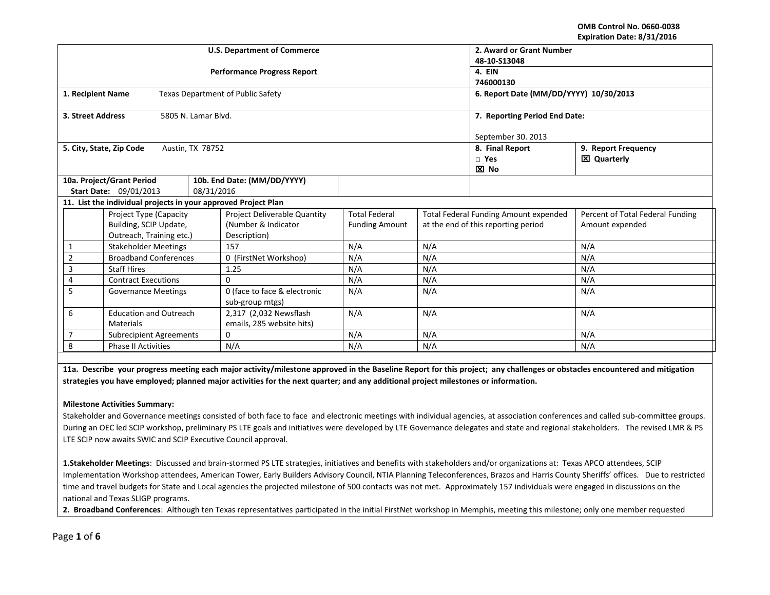OMB Control No. 0660-0038
Expiration Date: 8/31/2016

| U.S. Department of Commerce<br><br>Performance Progress Report | | 2. Award or Grant Number<br>48-10-S13048 | |
|---|---|---|---|
| | | 4. EIN<br>746000130 | |
| 1. Recipient Name: Texas Department of Public Safety | | 6. Report Date (MM/DD/YYYY) 10/30/2013 | |
| 3. Street Address: 5805 N. Lamar Blvd. | | 7. Reporting Period End Date:<br><br>September 30. 2013 | |
| 5. City, State, Zip Code: Austin, TX 78752 | | 8. Final Report<br>□ Yes<br>☒ No | 9. Report Frequency<br>☒ Quarterly |
| 10a. Project/Grant Period<br>Start Date: 09/01/2013 | 10b. End Date: (MM/DD/YYYY)<br>08/31/2016 | | |

**11. List the individual projects in your approved Project Plan**

| | Project Type (Capacity Building, SCIP Update, Outreach, Training etc.) | Project Deliverable Quantity (Number & Indicator Description) | Total Federal Funding Amount | Total Federal Funding Amount expended at the end of this reporting period | Percent of Total Federal Funding Amount expended |
|---|---|---|---|---|---|
| 1 | Stakeholder Meetings | 157 | N/A | N/A | N/A |
| 2 | Broadband Conferences | 0 (FirstNet Workshop) | N/A | N/A | N/A |
| 3 | Staff Hires | 1.25 | N/A | N/A | N/A |
| 4 | Contract Executions | 0 | N/A | N/A | N/A |
| 5 | Governance Meetings | 0 (face to face & electronic sub-group mtgs) | N/A | N/A | N/A |
| 6 | Education and Outreach Materials | 2,317 (2,032 Newsflash emails, 285 website hits) | N/A | N/A | N/A |
| 7 | Subrecipient Agreements | 0 | N/A | N/A | N/A |
| 8 | Phase II Activities | N/A | N/A | N/A | N/A |

**11a. Describe your progress meeting each major activity/milestone approved in the Baseline Report for this project; any challenges or obstacles encountered and mitigation strategies you have employed; planned major activities for the next quarter; and any additional project milestones or information.**

**Milestone Activities Summary:**
Stakeholder and Governance meetings consisted of both face to face and electronic meetings with individual agencies, at association conferences and called sub-committee groups. During an OEC led SCIP workshop, preliminary PS LTE goals and initiatives were developed by LTE Governance delegates and state and regional stakeholders. The revised LMR & PS LTE SCIP now awaits SWIC and SCIP Executive Council approval.

**1.Stakeholder Meetings**: Discussed and brain-stormed PS LTE strategies, initiatives and benefits with stakeholders and/or organizations at: Texas APCO attendees, SCIP Implementation Workshop attendees, American Tower, Early Builders Advisory Council, NTIA Planning Teleconferences, Brazos and Harris County Sheriffs' offices. Due to restricted time and travel budgets for State and Local agencies the projected milestone of 500 contacts was not met. Approximately 157 individuals were engaged in discussions on the national and Texas SLIGP programs.

**2. Broadband Conferences**: Although ten Texas representatives participated in the initial FirstNet workshop in Memphis, meeting this milestone; only one member requested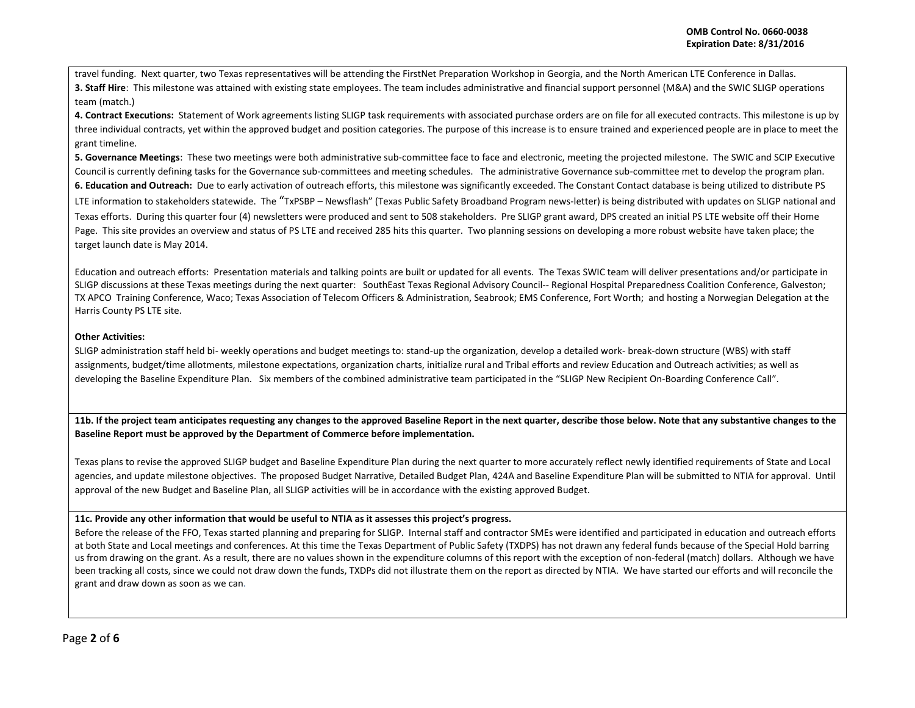travel funding. Next quarter, two Texas representatives will be attending the FirstNet Preparation Workshop in Georgia, and the North American LTE Conference in Dallas.

**3. Staff Hire**: This milestone was attained with existing state employees. The team includes administrative and financial support personnel (M&A) and the SWIC SLIGP operations team (match.)

**4. Contract Executions:** Statement of Work agreements listing SLIGP task requirements with associated purchase orders are on file for all executed contracts. This milestone is up by three individual contracts, yet within the approved budget and position categories. The purpose of this increase is to ensure trained and experienced people are in place to meet the grant timeline.

**5. Governance Meetings**: These two meetings were both administrative sub-committee face to face and electronic, meeting the projected milestone. The SWIC and SCIP Executive Council is currently defining tasks for the Governance sub-committees and meeting schedules. The administrative Governance sub-committee met to develop the program plan.

**6. Education and Outreach:** Due to early activation of outreach efforts, this milestone was significantly exceeded. The Constant Contact database is being utilized to distribute PS LTE information to stakeholders statewide. The "TxPSBP – Newsflash" (Texas Public Safety Broadband Program news-letter) is being distributed with updates on SLIGP national and Texas efforts. During this quarter four (4) newsletters were produced and sent to 508 stakeholders. Pre SLIGP grant award, DPS created an initial PS LTE website off their Home Page. This site provides an overview and status of PS LTE and received 285 hits this quarter. Two planning sessions on developing a more robust website have taken place; the target launch date is May 2014.

Education and outreach efforts: Presentation materials and talking points are built or updated for all events. The Texas SWIC team will deliver presentations and/or participate in SLIGP discussions at these Texas meetings during the next quarter: SouthEast Texas Regional Advisory Council-- Regional Hospital Preparedness Coalition Conference, Galveston; TX APCO Training Conference, Waco; Texas Association of Telecom Officers & Administration, Seabrook; EMS Conference, Fort Worth; and hosting a Norwegian Delegation at the Harris County PS LTE site.

**Other Activities:**

SLIGP administration staff held bi- weekly operations and budget meetings to: stand-up the organization, develop a detailed work- break-down structure (WBS) with staff assignments, budget/time allotments, milestone expectations, organization charts, initialize rural and Tribal efforts and review Education and Outreach activities; as well as developing the Baseline Expenditure Plan. Six members of the combined administrative team participated in the "SLIGP New Recipient On-Boarding Conference Call".

**11b. If the project team anticipates requesting any changes to the approved Baseline Report in the next quarter, describe those below. Note that any substantive changes to the Baseline Report must be approved by the Department of Commerce before implementation.**

Texas plans to revise the approved SLIGP budget and Baseline Expenditure Plan during the next quarter to more accurately reflect newly identified requirements of State and Local agencies, and update milestone objectives. The proposed Budget Narrative, Detailed Budget Plan, 424A and Baseline Expenditure Plan will be submitted to NTIA for approval. Until approval of the new Budget and Baseline Plan, all SLIGP activities will be in accordance with the existing approved Budget.

**11c. Provide any other information that would be useful to NTIA as it assesses this project's progress.**

Before the release of the FFO, Texas started planning and preparing for SLIGP. Internal staff and contractor SMEs were identified and participated in education and outreach efforts at both State and Local meetings and conferences. At this time the Texas Department of Public Safety (TXDPS) has not drawn any federal funds because of the Special Hold barring us from drawing on the grant. As a result, there are no values shown in the expenditure columns of this report with the exception of non-federal (match) dollars. Although we have been tracking all costs, since we could not draw down the funds, TXDPs did not illustrate them on the report as directed by NTIA. We have started our efforts and will reconcile the grant and draw down as soon as we can.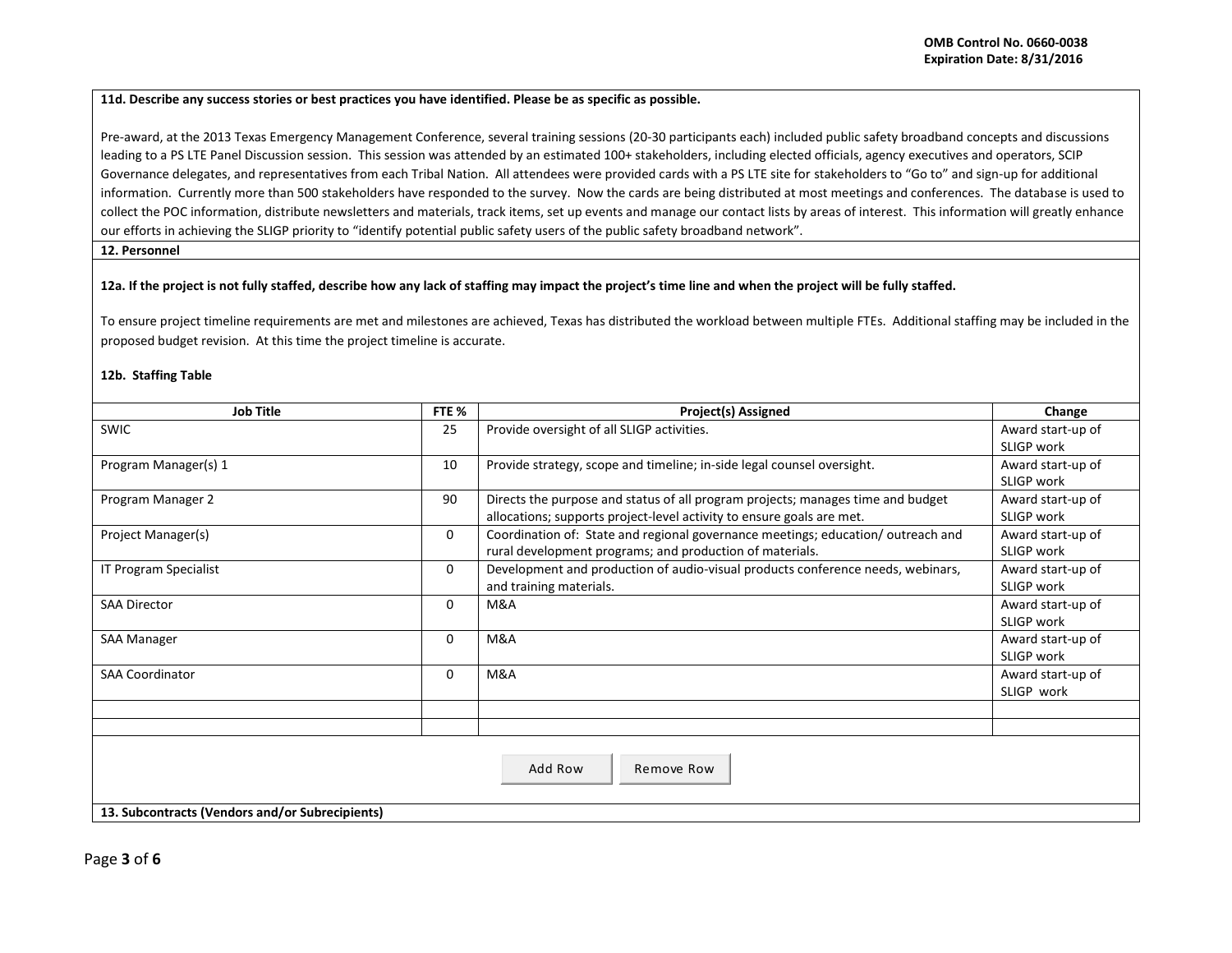**11d. Describe any success stories or best practices you have identified. Please be as specific as possible.**

Pre-award, at the 2013 Texas Emergency Management Conference, several training sessions (20-30 participants each) included public safety broadband concepts and discussions leading to a PS LTE Panel Discussion session. This session was attended by an estimated 100+ stakeholders, including elected officials, agency executives and operators, SCIP Governance delegates, and representatives from each Tribal Nation. All attendees were provided cards with a PS LTE site for stakeholders to "Go to" and sign-up for additional information. Currently more than 500 stakeholders have responded to the survey. Now the cards are being distributed at most meetings and conferences. The database is used to collect the POC information, distribute newsletters and materials, track items, set up events and manage our contact lists by areas of interest. This information will greatly enhance our efforts in achieving the SLIGP priority to "identify potential public safety users of the public safety broadband network".

**12. Personnel**

**12a. If the project is not fully staffed, describe how any lack of staffing may impact the project's time line and when the project will be fully staffed.**

To ensure project timeline requirements are met and milestones are achieved, Texas has distributed the workload between multiple FTEs. Additional staffing may be included in the proposed budget revision. At this time the project timeline is accurate.

**12b. Staffing Table**

| Job Title | FTE % | Project(s) Assigned | Change |
|---|---|---|---|
| SWIC | 25 | Provide oversight of all SLIGP activities. | Award start-up of SLIGP work |
| Program Manager(s) 1 | 10 | Provide strategy, scope and timeline; in-side legal counsel oversight. | Award start-up of SLIGP work |
| Program Manager 2 | 90 | Directs the purpose and status of all program projects; manages time and budget allocations; supports project-level activity to ensure goals are met. | Award start-up of SLIGP work |
| Project Manager(s) | 0 | Coordination of: State and regional governance meetings; education/ outreach and rural development programs; and production of materials. | Award start-up of SLIGP work |
| IT Program Specialist | 0 | Development and production of audio-visual products conference needs, webinars, and training materials. | Award start-up of SLIGP work |
| SAA Director | 0 | M&A | Award start-up of SLIGP work |
| SAA Manager | 0 | M&A | Award start-up of SLIGP work |
| SAA Coordinator | 0 | M&A | Award start-up of SLIGP work |
| | | | |
| | | | |

**13. Subcontracts (Vendors and/or Subrecipients)**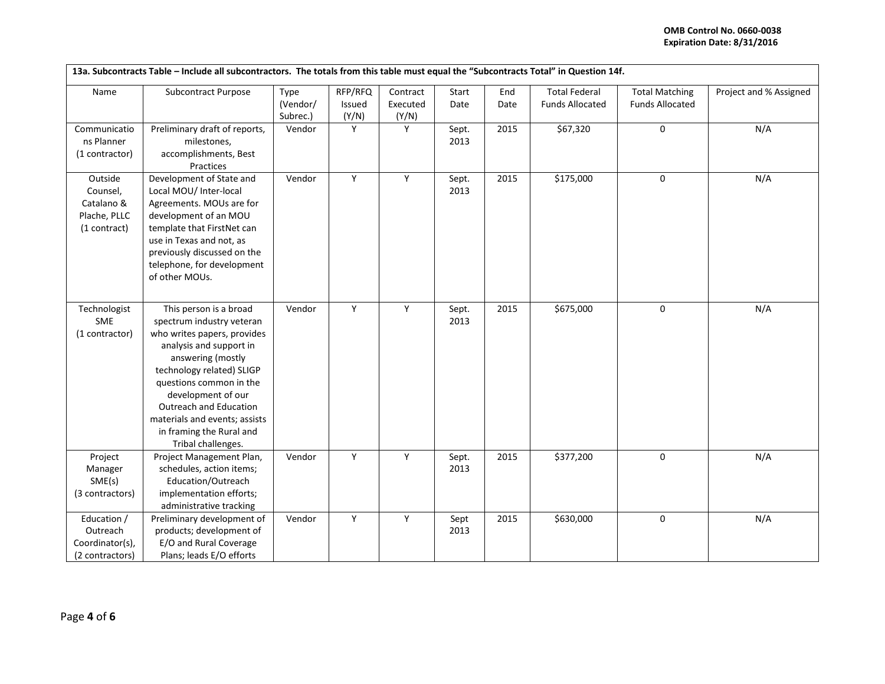| 13a. Subcontracts Table – Include all subcontractors. The totals from this table must equal the "Subcontracts Total" in Question 14f. | | | | | | | | | |
|---|---|---|---|---|---|---|---|---|---|
| Name | Subcontract Purpose | Type (Vendor/ Subrec.) | RFP/RFQ Issued (Y/N) | Contract Executed (Y/N) | Start Date | End Date | Total Federal Funds Allocated | Total Matching Funds Allocated | Project and % Assigned |
| Communications Planner (1 contractor) | Preliminary draft of reports, milestones, accomplishments, Best Practices | Vendor | Y | Y | Sept. 2013 | 2015 | $67,320 | 0 | N/A |
| Outside Counsel, Catalano & Plache, PLLC (1 contract) | Development of State and Local MOU/ Inter-local Agreements. MOUs are for development of an MOU template that FirstNet can use in Texas and not, as previously discussed on the telephone, for development of other MOUs. | Vendor | Y | Y | Sept. 2013 | 2015 | $175,000 | 0 | N/A |
| Technologist SME (1 contractor) | This person is a broad spectrum industry veteran who writes papers, provides analysis and support in answering (mostly technology related) SLIGP questions common in the development of our Outreach and Education materials and events; assists in framing the Rural and Tribal challenges. | Vendor | Y | Y | Sept. 2013 | 2015 | $675,000 | 0 | N/A |
| Project Manager SME(s) (3 contractors) | Project Management Plan, schedules, action items; Education/Outreach implementation efforts; administrative tracking | Vendor | Y | Y | Sept. 2013 | 2015 | $377,200 | 0 | N/A |
| Education / Outreach Coordinator(s), (2 contractors) | Preliminary development of products; development of E/O and Rural Coverage Plans; leads E/O efforts | Vendor | Y | Y | Sept 2013 | 2015 | $630,000 | 0 | N/A |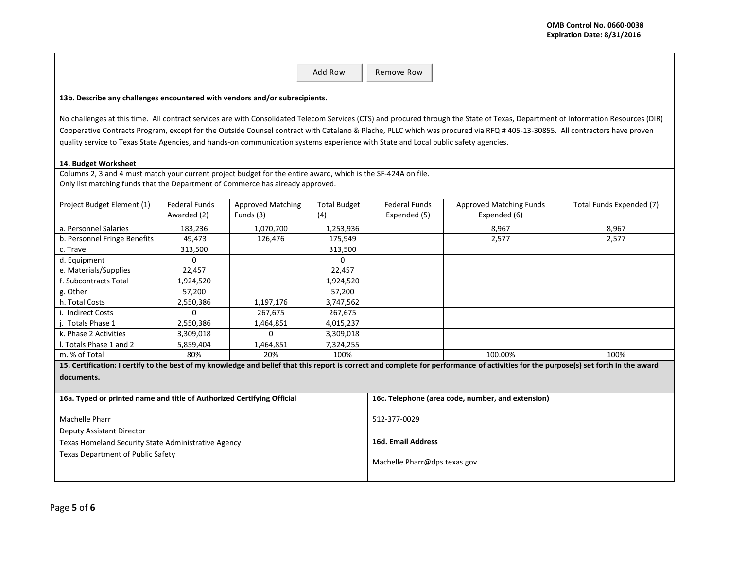OMB Control No. 0660-0038
Expiration Date: 8/31/2016

Add Row | Remove Row

**13b. Describe any challenges encountered with vendors and/or subrecipients.**

No challenges at this time. All contract services are with Consolidated Telecom Services (CTS) and procured through the State of Texas, Department of Information Resources (DIR) Cooperative Contracts Program, except for the Outside Counsel contract with Catalano & Plache, PLLC which was procured via RFQ # 405-13-30855. All contractors have proven quality service to Texas State Agencies, and hands-on communication systems experience with State and Local public safety agencies.

**14. Budget Worksheet**

Columns 2, 3 and 4 must match your current project budget for the entire award, which is the SF-424A on file.
Only list matching funds that the Department of Commerce has already approved.

| Project Budget Element (1) | Federal Funds Awarded (2) | Approved Matching Funds (3) | Total Budget (4) | Federal Funds Expended (5) | Approved Matching Funds Expended (6) | Total Funds Expended (7) |
|---|---|---|---|---|---|---|
| a. Personnel Salaries | 183,236 | 1,070,700 | 1,253,936 | | 8,967 | 8,967 |
| b. Personnel Fringe Benefits | 49,473 | 126,476 | 175,949 | | 2,577 | 2,577 |
| c. Travel | 313,500 | | 313,500 | | | |
| d. Equipment | 0 | | 0 | | | |
| e. Materials/Supplies | 22,457 | | 22,457 | | | |
| f. Subcontracts Total | 1,924,520 | | 1,924,520 | | | |
| g. Other | 57,200 | | 57,200 | | | |
| h. Total Costs | 2,550,386 | 1,197,176 | 3,747,562 | | | |
| i. Indirect Costs | 0 | 267,675 | 267,675 | | | |
| j. Totals Phase 1 | 2,550,386 | 1,464,851 | 4,015,237 | | | |
| k. Phase 2 Activities | 3,309,018 | 0 | 3,309,018 | | | |
| l. Totals Phase 1 and 2 | 5,859,404 | 1,464,851 | 7,324,255 | | | |
| m. % of Total | 80% | 20% | 100% | | 100.00% | 100% |

**15. Certification: I certify to the best of my knowledge and belief that this report is correct and complete for performance of activities for the purpose(s) set forth in the award documents.**

**16a. Typed or printed name and title of Authorized Certifying Official**

Machelle Pharr
Deputy Assistant Director
Texas Homeland Security State Administrative Agency
Texas Department of Public Safety

**16c. Telephone (area code, number, and extension)**

512-377-0029

**16d. Email Address**

Machelle.Pharr@dps.texas.gov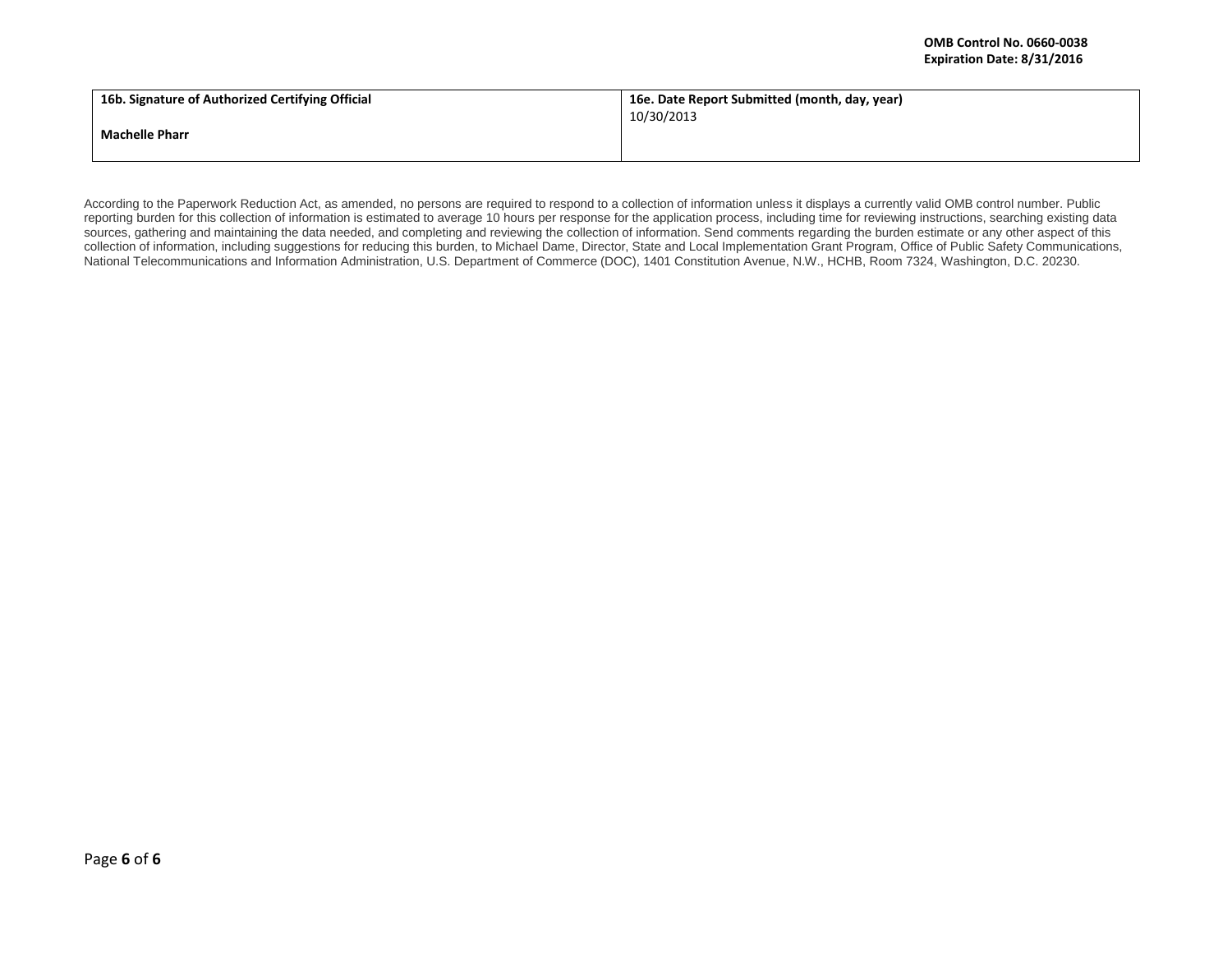| 16b. Signature of Authorized Certifying Official | 16e. Date Report Submitted (month, day, year) |
|---|---|
| **Machelle Pharr** | 10/30/2013 |

According to the Paperwork Reduction Act, as amended, no persons are required to respond to a collection of information unless it displays a currently valid OMB control number. Public reporting burden for this collection of information is estimated to average 10 hours per response for the application process, including time for reviewing instructions, searching existing data sources, gathering and maintaining the data needed, and completing and reviewing the collection of information. Send comments regarding the burden estimate or any other aspect of this collection of information, including suggestions for reducing this burden, to Michael Dame, Director, State and Local Implementation Grant Program, Office of Public Safety Communications, National Telecommunications and Information Administration, U.S. Department of Commerce (DOC), 1401 Constitution Avenue, N.W., HCHB, Room 7324, Washington, D.C. 20230.